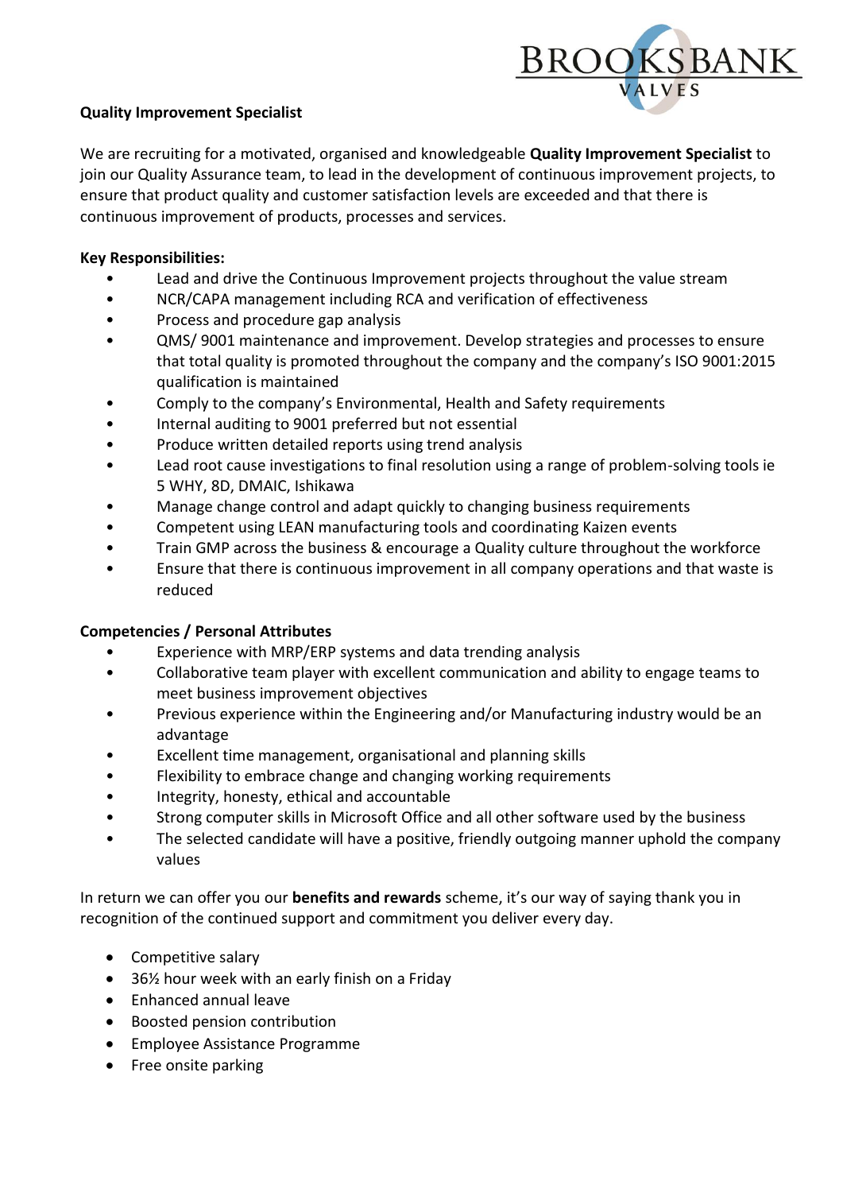BROOKSBANK VALVES

**Quality Improvement Specialist**

We are recruiting for a motivated, organised and knowledgeable **Quality Improvement Specialist** to join our Quality Assurance team, to lead in the development of continuous improvement projects, to ensure that product quality and customer satisfaction levels are exceeded and that there is continuous improvement of products, processes and services.

**Key Responsibilities:**

- Lead and drive the Continuous Improvement projects throughout the value stream
- NCR/CAPA management including RCA and verification of effectiveness
- Process and procedure gap analysis
- QMS/ 9001 maintenance and improvement. Develop strategies and processes to ensure that total quality is promoted throughout the company and the company's ISO 9001:2015 qualification is maintained
- Comply to the company's Environmental, Health and Safety requirements
- Internal auditing to 9001 preferred but not essential
- Produce written detailed reports using trend analysis
- Lead root cause investigations to final resolution using a range of problem-solving tools ie 5 WHY, 8D, DMAIC, Ishikawa
- Manage change control and adapt quickly to changing business requirements
- Competent using LEAN manufacturing tools and coordinating Kaizen events
- Train GMP across the business & encourage a Quality culture throughout the workforce
- Ensure that there is continuous improvement in all company operations and that waste is reduced

**Competencies / Personal Attributes**

- Experience with MRP/ERP systems and data trending analysis
- Collaborative team player with excellent communication and ability to engage teams to meet business improvement objectives
- Previous experience within the Engineering and/or Manufacturing industry would be an advantage
- Excellent time management, organisational and planning skills
- Flexibility to embrace change and changing working requirements
- Integrity, honesty, ethical and accountable
- Strong computer skills in Microsoft Office and all other software used by the business
- The selected candidate will have a positive, friendly outgoing manner uphold the company values

In return we can offer you our **benefits and rewards** scheme, it's our way of saying thank you in recognition of the continued support and commitment you deliver every day.

- Competitive salary
- 36½ hour week with an early finish on a Friday
- Enhanced annual leave
- Boosted pension contribution
- Employee Assistance Programme
- Free onsite parking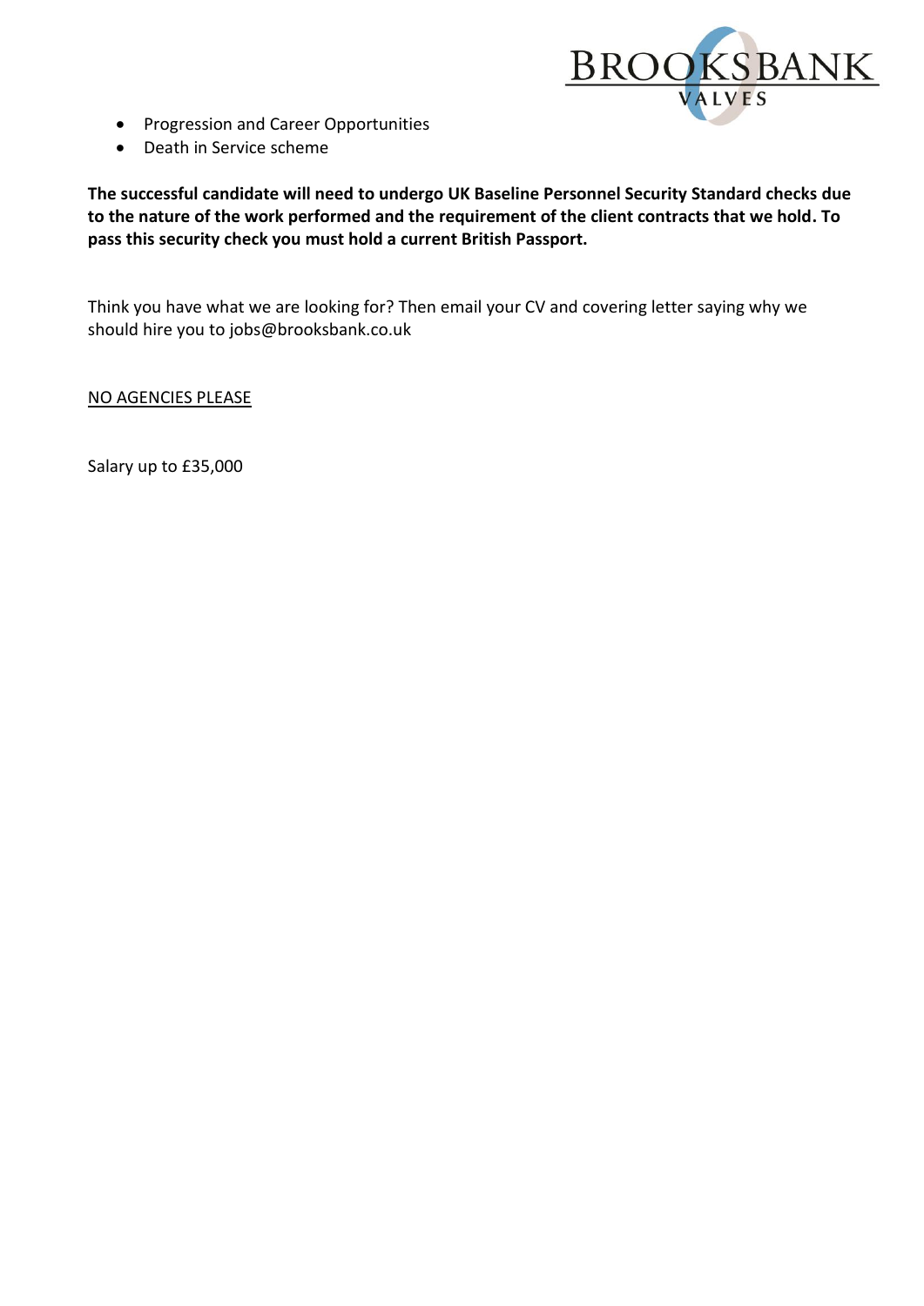- Progression and Career Opportunities
- Death in Service scheme

**The successful candidate will need to undergo UK Baseline Personnel Security Standard checks due to the nature of the work performed and the requirement of the client contracts that we hold. To pass this security check you must hold a current British Passport.**

Think you have what we are looking for? Then email your CV and covering letter saying why we should hire you to jobs@brooksbank.co.uk

<u>NO AGENCIES PLEASE</u>

Salary up to £35,000